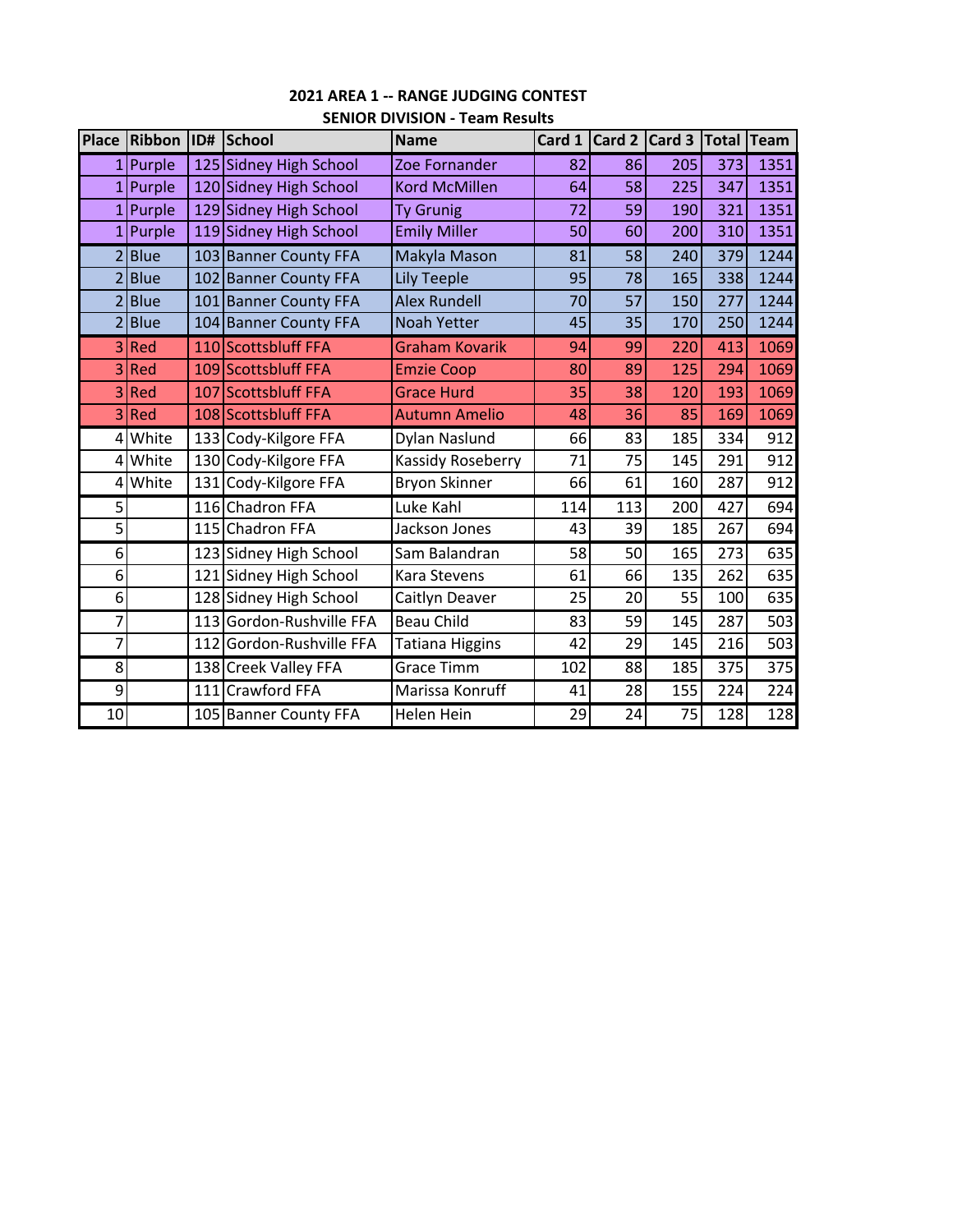## 2021 AREA 1 -- RANGE JUDGING CONTEST

### SENIOR DIVISION - Team Results

| Place | Ribbon | ID# | School | Name | Card 1 | Card 2 | Card 3 | Total | Team |
|---|---|---|---|---|---|---|---|---|---|
| 1 | Purple | 125 | Sidney High School | Zoe Fornander | 82 | 86 | 205 | 373 | 1351 |
| 1 | Purple | 120 | Sidney High School | Kord McMillen | 64 | 58 | 225 | 347 | 1351 |
| 1 | Purple | 129 | Sidney High School | Ty Grunig | 72 | 59 | 190 | 321 | 1351 |
| 1 | Purple | 119 | Sidney High School | Emily Miller | 50 | 60 | 200 | 310 | 1351 |
| 2 | Blue | 103 | Banner County FFA | Makyla Mason | 81 | 58 | 240 | 379 | 1244 |
| 2 | Blue | 102 | Banner County FFA | Lily Teeple | 95 | 78 | 165 | 338 | 1244 |
| 2 | Blue | 101 | Banner County FFA | Alex Rundell | 70 | 57 | 150 | 277 | 1244 |
| 2 | Blue | 104 | Banner County FFA | Noah Yetter | 45 | 35 | 170 | 250 | 1244 |
| 3 | Red | 110 | Scottsbluff FFA | Graham Kovarik | 94 | 99 | 220 | 413 | 1069 |
| 3 | Red | 109 | Scottsbluff FFA | Emzie Coop | 80 | 89 | 125 | 294 | 1069 |
| 3 | Red | 107 | Scottsbluff FFA | Grace Hurd | 35 | 38 | 120 | 193 | 1069 |
| 3 | Red | 108 | Scottsbluff FFA | Autumn Amelio | 48 | 36 | 85 | 169 | 1069 |
| 4 | White | 133 | Cody-Kilgore FFA | Dylan Naslund | 66 | 83 | 185 | 334 | 912 |
| 4 | White | 130 | Cody-Kilgore FFA | Kassidy Roseberry | 71 | 75 | 145 | 291 | 912 |
| 4 | White | 131 | Cody-Kilgore FFA | Bryon Skinner | 66 | 61 | 160 | 287 | 912 |
| 5 | | 116 | Chadron FFA | Luke Kahl | 114 | 113 | 200 | 427 | 694 |
| 5 | | 115 | Chadron FFA | Jackson Jones | 43 | 39 | 185 | 267 | 694 |
| 6 | | 123 | Sidney High School | Sam Balandran | 58 | 50 | 165 | 273 | 635 |
| 6 | | 121 | Sidney High School | Kara Stevens | 61 | 66 | 135 | 262 | 635 |
| 6 | | 128 | Sidney High School | Caitlyn Deaver | 25 | 20 | 55 | 100 | 635 |
| 7 | | 113 | Gordon-Rushville FFA | Beau Child | 83 | 59 | 145 | 287 | 503 |
| 7 | | 112 | Gordon-Rushville FFA | Tatiana Higgins | 42 | 29 | 145 | 216 | 503 |
| 8 | | 138 | Creek Valley FFA | Grace Timm | 102 | 88 | 185 | 375 | 375 |
| 9 | | 111 | Crawford FFA | Marissa Konruff | 41 | 28 | 155 | 224 | 224 |
| 10 | | 105 | Banner County FFA | Helen Hein | 29 | 24 | 75 | 128 | 128 |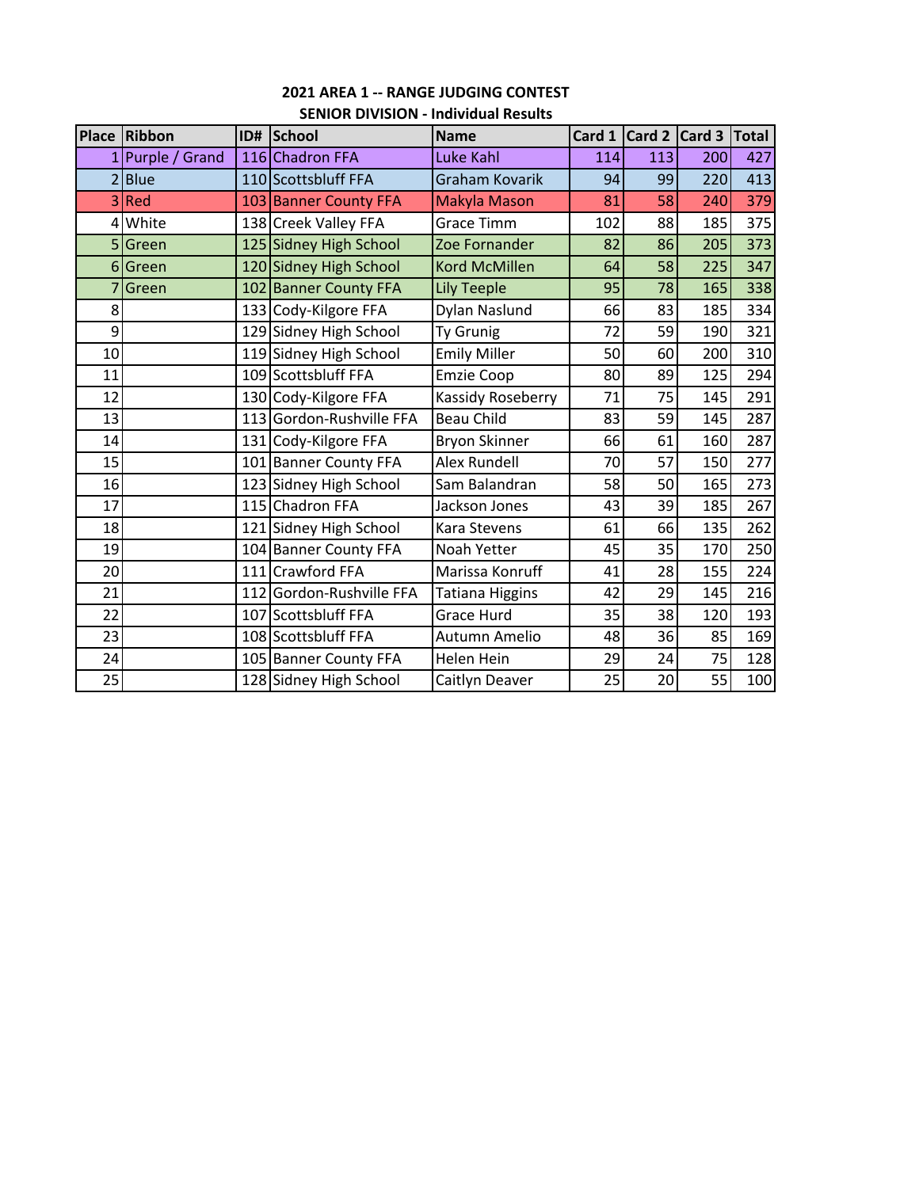**2021 AREA 1 -- RANGE JUDGING CONTEST**

**SENIOR DIVISION - Individual Results**

| Place | Ribbon | ID# | School | Name | Card 1 | Card 2 | Card 3 | Total |
|---|---|---|---|---|---|---|---|---|
| 1 | Purple / Grand | 116 | Chadron FFA | Luke Kahl | 114 | 113 | 200 | 427 |
| 2 | Blue | 110 | Scottsbluff FFA | Graham Kovarik | 94 | 99 | 220 | 413 |
| 3 | Red | 103 | Banner County FFA | Makyla Mason | 81 | 58 | 240 | 379 |
| 4 | White | 138 | Creek Valley FFA | Grace Timm | 102 | 88 | 185 | 375 |
| 5 | Green | 125 | Sidney High School | Zoe Fornander | 82 | 86 | 205 | 373 |
| 6 | Green | 120 | Sidney High School | Kord McMillen | 64 | 58 | 225 | 347 |
| 7 | Green | 102 | Banner County FFA | Lily Teeple | 95 | 78 | 165 | 338 |
| 8 | | 133 | Cody-Kilgore FFA | Dylan Naslund | 66 | 83 | 185 | 334 |
| 9 | | 129 | Sidney High School | Ty Grunig | 72 | 59 | 190 | 321 |
| 10 | | 119 | Sidney High School | Emily Miller | 50 | 60 | 200 | 310 |
| 11 | | 109 | Scottsbluff FFA | Emzie Coop | 80 | 89 | 125 | 294 |
| 12 | | 130 | Cody-Kilgore FFA | Kassidy Roseberry | 71 | 75 | 145 | 291 |
| 13 | | 113 | Gordon-Rushville FFA | Beau Child | 83 | 59 | 145 | 287 |
| 14 | | 131 | Cody-Kilgore FFA | Bryon Skinner | 66 | 61 | 160 | 287 |
| 15 | | 101 | Banner County FFA | Alex Rundell | 70 | 57 | 150 | 277 |
| 16 | | 123 | Sidney High School | Sam Balandran | 58 | 50 | 165 | 273 |
| 17 | | 115 | Chadron FFA | Jackson Jones | 43 | 39 | 185 | 267 |
| 18 | | 121 | Sidney High School | Kara Stevens | 61 | 66 | 135 | 262 |
| 19 | | 104 | Banner County FFA | Noah Yetter | 45 | 35 | 170 | 250 |
| 20 | | 111 | Crawford FFA | Marissa Konruff | 41 | 28 | 155 | 224 |
| 21 | | 112 | Gordon-Rushville FFA | Tatiana Higgins | 42 | 29 | 145 | 216 |
| 22 | | 107 | Scottsbluff FFA | Grace Hurd | 35 | 38 | 120 | 193 |
| 23 | | 108 | Scottsbluff FFA | Autumn Amelio | 48 | 36 | 85 | 169 |
| 24 | | 105 | Banner County FFA | Helen Hein | 29 | 24 | 75 | 128 |
| 25 | | 128 | Sidney High School | Caitlyn Deaver | 25 | 20 | 55 | 100 |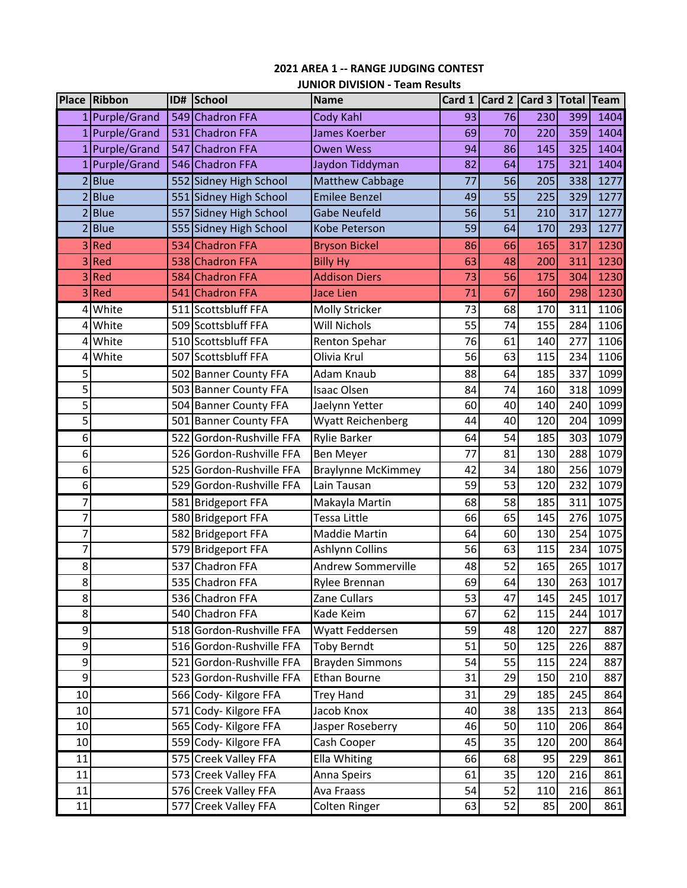**2021 AREA 1 -- RANGE JUDGING CONTEST**

**JUNIOR DIVISION - Team Results**

| Place | Ribbon | ID# | School | Name | Card 1 | Card 2 | Card 3 | Total | Team |
|---|---|---|---|---|---|---|---|---|---|
| 1 | Purple/Grand | 549 | Chadron FFA | Cody Kahl | 93 | 76 | 230 | 399 | 1404 |
| 1 | Purple/Grand | 531 | Chadron FFA | James Koerber | 69 | 70 | 220 | 359 | 1404 |
| 1 | Purple/Grand | 547 | Chadron FFA | Owen Wess | 94 | 86 | 145 | 325 | 1404 |
| 1 | Purple/Grand | 546 | Chadron FFA | Jaydon Tiddyman | 82 | 64 | 175 | 321 | 1404 |
| 2 | Blue | 552 | Sidney High School | Matthew Cabbage | 77 | 56 | 205 | 338 | 1277 |
| 2 | Blue | 551 | Sidney High School | Emilee Benzel | 49 | 55 | 225 | 329 | 1277 |
| 2 | Blue | 557 | Sidney High School | Gabe Neufeld | 56 | 51 | 210 | 317 | 1277 |
| 2 | Blue | 555 | Sidney High School | Kobe Peterson | 59 | 64 | 170 | 293 | 1277 |
| 3 | Red | 534 | Chadron FFA | Bryson Bickel | 86 | 66 | 165 | 317 | 1230 |
| 3 | Red | 538 | Chadron FFA | Billy Hy | 63 | 48 | 200 | 311 | 1230 |
| 3 | Red | 584 | Chadron FFA | Addison Diers | 73 | 56 | 175 | 304 | 1230 |
| 3 | Red | 541 | Chadron FFA | Jace Lien | 71 | 67 | 160 | 298 | 1230 |
| 4 | White | 511 | Scottsbluff FFA | Molly Stricker | 73 | 68 | 170 | 311 | 1106 |
| 4 | White | 509 | Scottsbluff FFA | Will Nichols | 55 | 74 | 155 | 284 | 1106 |
| 4 | White | 510 | Scottsbluff FFA | Renton Spehar | 76 | 61 | 140 | 277 | 1106 |
| 4 | White | 507 | Scottsbluff FFA | Olivia Krul | 56 | 63 | 115 | 234 | 1106 |
| 5 | | 502 | Banner County FFA | Adam Knaub | 88 | 64 | 185 | 337 | 1099 |
| 5 | | 503 | Banner County FFA | Isaac Olsen | 84 | 74 | 160 | 318 | 1099 |
| 5 | | 504 | Banner County FFA | Jaelynn Yetter | 60 | 40 | 140 | 240 | 1099 |
| 5 | | 501 | Banner County FFA | Wyatt Reichenberg | 44 | 40 | 120 | 204 | 1099 |
| 6 | | 522 | Gordon-Rushville FFA | Rylie Barker | 64 | 54 | 185 | 303 | 1079 |
| 6 | | 526 | Gordon-Rushville FFA | Ben Meyer | 77 | 81 | 130 | 288 | 1079 |
| 6 | | 525 | Gordon-Rushville FFA | Braylynne McKimmey | 42 | 34 | 180 | 256 | 1079 |
| 6 | | 529 | Gordon-Rushville FFA | Lain Tausan | 59 | 53 | 120 | 232 | 1079 |
| 7 | | 581 | Bridgeport FFA | Makayla Martin | 68 | 58 | 185 | 311 | 1075 |
| 7 | | 580 | Bridgeport FFA | Tessa Little | 66 | 65 | 145 | 276 | 1075 |
| 7 | | 582 | Bridgeport FFA | Maddie Martin | 64 | 60 | 130 | 254 | 1075 |
| 7 | | 579 | Bridgeport FFA | Ashlynn Collins | 56 | 63 | 115 | 234 | 1075 |
| 8 | | 537 | Chadron FFA | Andrew Sommerville | 48 | 52 | 165 | 265 | 1017 |
| 8 | | 535 | Chadron FFA | Rylee Brennan | 69 | 64 | 130 | 263 | 1017 |
| 8 | | 536 | Chadron FFA | Zane Cullars | 53 | 47 | 145 | 245 | 1017 |
| 8 | | 540 | Chadron FFA | Kade Keim | 67 | 62 | 115 | 244 | 1017 |
| 9 | | 518 | Gordon-Rushville FFA | Wyatt Feddersen | 59 | 48 | 120 | 227 | 887 |
| 9 | | 516 | Gordon-Rushville FFA | Toby Berndt | 51 | 50 | 125 | 226 | 887 |
| 9 | | 521 | Gordon-Rushville FFA | Brayden Simmons | 54 | 55 | 115 | 224 | 887 |
| 9 | | 523 | Gordon-Rushville FFA | Ethan Bourne | 31 | 29 | 150 | 210 | 887 |
| 10 | | 566 | Cody- Kilgore FFA | Trey Hand | 31 | 29 | 185 | 245 | 864 |
| 10 | | 571 | Cody- Kilgore FFA | Jacob Knox | 40 | 38 | 135 | 213 | 864 |
| 10 | | 565 | Cody- Kilgore FFA | Jasper Roseberry | 46 | 50 | 110 | 206 | 864 |
| 10 | | 559 | Cody- Kilgore FFA | Cash Cooper | 45 | 35 | 120 | 200 | 864 |
| 11 | | 575 | Creek Valley FFA | Ella Whiting | 66 | 68 | 95 | 229 | 861 |
| 11 | | 573 | Creek Valley FFA | Anna Speirs | 61 | 35 | 120 | 216 | 861 |
| 11 | | 576 | Creek Valley FFA | Ava Fraass | 54 | 52 | 110 | 216 | 861 |
| 11 | | 577 | Creek Valley FFA | Colten Ringer | 63 | 52 | 85 | 200 | 861 |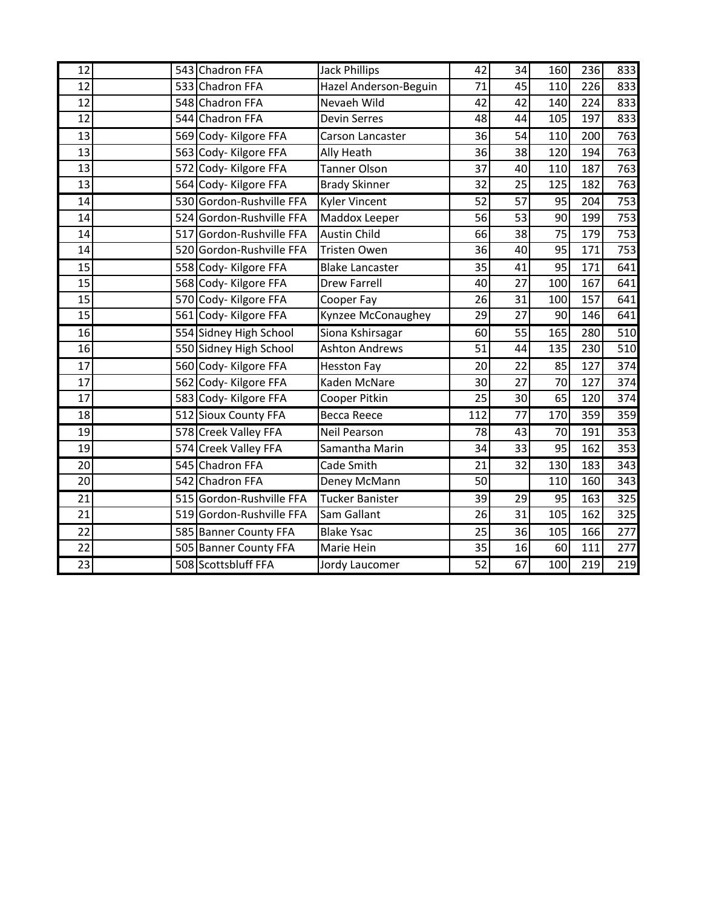| | | | | | | | | | |
|---|---|---|---|---|---|---|---|---|---|
| 12 | | 543 | Chadron FFA | Jack Phillips | 42 | 34 | 160 | 236 | 833 |
| 12 | | 533 | Chadron FFA | Hazel Anderson-Beguin | 71 | 45 | 110 | 226 | 833 |
| 12 | | 548 | Chadron FFA | Nevaeh Wild | 42 | 42 | 140 | 224 | 833 |
| 12 | | 544 | Chadron FFA | Devin Serres | 48 | 44 | 105 | 197 | 833 |
| 13 | | 569 | Cody- Kilgore FFA | Carson Lancaster | 36 | 54 | 110 | 200 | 763 |
| 13 | | 563 | Cody- Kilgore FFA | Ally Heath | 36 | 38 | 120 | 194 | 763 |
| 13 | | 572 | Cody- Kilgore FFA | Tanner Olson | 37 | 40 | 110 | 187 | 763 |
| 13 | | 564 | Cody- Kilgore FFA | Brady Skinner | 32 | 25 | 125 | 182 | 763 |
| 14 | | 530 | Gordon-Rushville FFA | Kyler Vincent | 52 | 57 | 95 | 204 | 753 |
| 14 | | 524 | Gordon-Rushville FFA | Maddox Leeper | 56 | 53 | 90 | 199 | 753 |
| 14 | | 517 | Gordon-Rushville FFA | Austin Child | 66 | 38 | 75 | 179 | 753 |
| 14 | | 520 | Gordon-Rushville FFA | Tristen Owen | 36 | 40 | 95 | 171 | 753 |
| 15 | | 558 | Cody- Kilgore FFA | Blake Lancaster | 35 | 41 | 95 | 171 | 641 |
| 15 | | 568 | Cody- Kilgore FFA | Drew Farrell | 40 | 27 | 100 | 167 | 641 |
| 15 | | 570 | Cody- Kilgore FFA | Cooper Fay | 26 | 31 | 100 | 157 | 641 |
| 15 | | 561 | Cody- Kilgore FFA | Kynzee McConaughey | 29 | 27 | 90 | 146 | 641 |
| 16 | | 554 | Sidney High School | Siona Kshirsagar | 60 | 55 | 165 | 280 | 510 |
| 16 | | 550 | Sidney High School | Ashton Andrews | 51 | 44 | 135 | 230 | 510 |
| 17 | | 560 | Cody- Kilgore FFA | Hesston Fay | 20 | 22 | 85 | 127 | 374 |
| 17 | | 562 | Cody- Kilgore FFA | Kaden McNare | 30 | 27 | 70 | 127 | 374 |
| 17 | | 583 | Cody- Kilgore FFA | Cooper Pitkin | 25 | 30 | 65 | 120 | 374 |
| 18 | | 512 | Sioux County FFA | Becca Reece | 112 | 77 | 170 | 359 | 359 |
| 19 | | 578 | Creek Valley FFA | Neil Pearson | 78 | 43 | 70 | 191 | 353 |
| 19 | | 574 | Creek Valley FFA | Samantha Marin | 34 | 33 | 95 | 162 | 353 |
| 20 | | 545 | Chadron FFA | Cade Smith | 21 | 32 | 130 | 183 | 343 |
| 20 | | 542 | Chadron FFA | Deney McMann | 50 | | 110 | 160 | 343 |
| 21 | | 515 | Gordon-Rushville FFA | Tucker Banister | 39 | 29 | 95 | 163 | 325 |
| 21 | | 519 | Gordon-Rushville FFA | Sam Gallant | 26 | 31 | 105 | 162 | 325 |
| 22 | | 585 | Banner County FFA | Blake Ysac | 25 | 36 | 105 | 166 | 277 |
| 22 | | 505 | Banner County FFA | Marie Hein | 35 | 16 | 60 | 111 | 277 |
| 23 | | 508 | Scottsbluff FFA | Jordy Laucomer | 52 | 67 | 100 | 219 | 219 |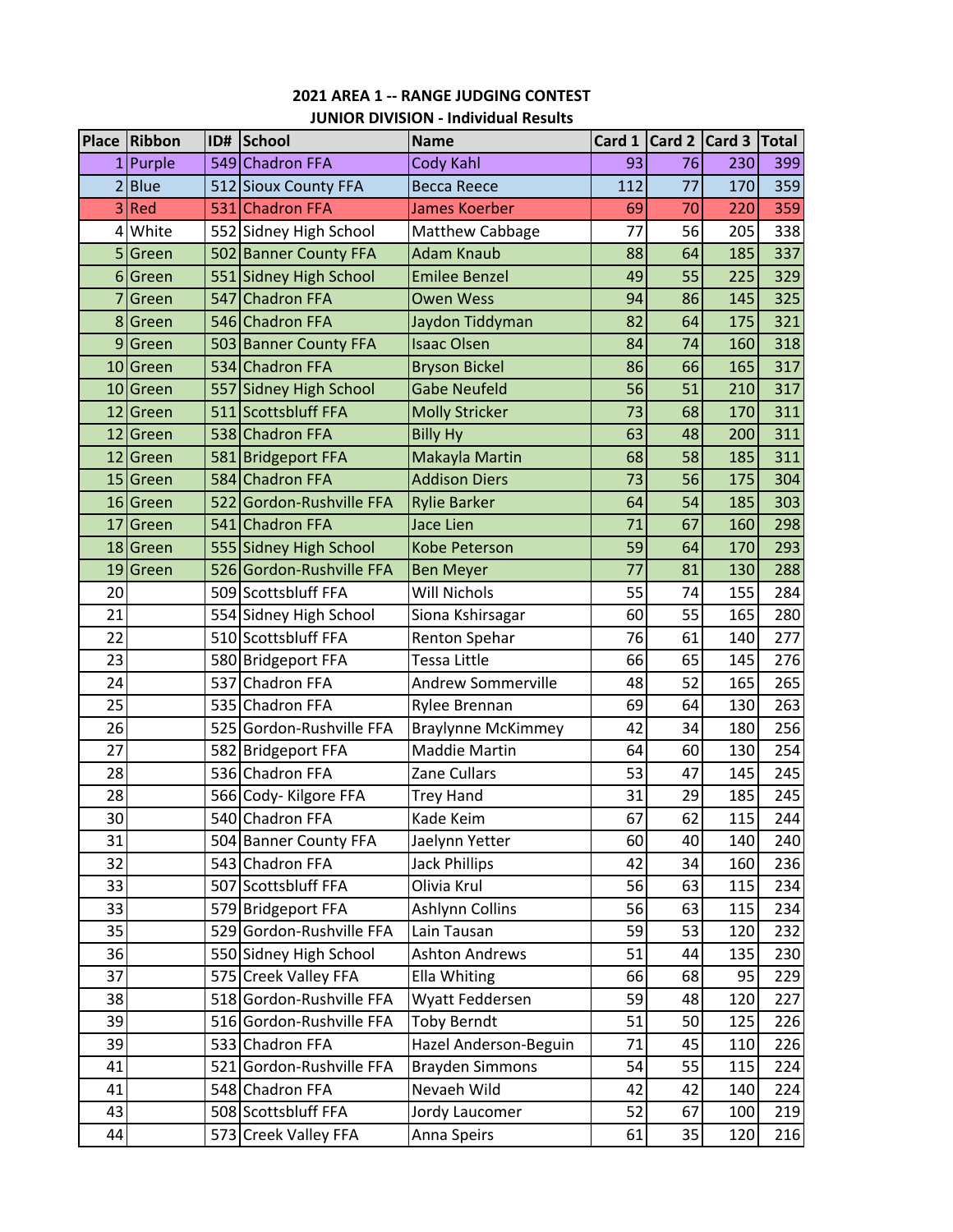## 2021 AREA 1 -- RANGE JUDGING CONTEST

### JUNIOR DIVISION - Individual Results

| Place | Ribbon | ID# | School | Name | Card 1 | Card 2 | Card 3 | Total |
|---|---|---|---|---|---|---|---|---|
| 1 | Purple | 549 | Chadron FFA | Cody Kahl | 93 | 76 | 230 | 399 |
| 2 | Blue | 512 | Sioux County FFA | Becca Reece | 112 | 77 | 170 | 359 |
| 3 | Red | 531 | Chadron FFA | James Koerber | 69 | 70 | 220 | 359 |
| 4 | White | 552 | Sidney High School | Matthew Cabbage | 77 | 56 | 205 | 338 |
| 5 | Green | 502 | Banner County FFA | Adam Knaub | 88 | 64 | 185 | 337 |
| 6 | Green | 551 | Sidney High School | Emilee Benzel | 49 | 55 | 225 | 329 |
| 7 | Green | 547 | Chadron FFA | Owen Wess | 94 | 86 | 145 | 325 |
| 8 | Green | 546 | Chadron FFA | Jaydon Tiddyman | 82 | 64 | 175 | 321 |
| 9 | Green | 503 | Banner County FFA | Isaac Olsen | 84 | 74 | 160 | 318 |
| 10 | Green | 534 | Chadron FFA | Bryson Bickel | 86 | 66 | 165 | 317 |
| 10 | Green | 557 | Sidney High School | Gabe Neufeld | 56 | 51 | 210 | 317 |
| 12 | Green | 511 | Scottsbluff FFA | Molly Stricker | 73 | 68 | 170 | 311 |
| 12 | Green | 538 | Chadron FFA | Billy Hy | 63 | 48 | 200 | 311 |
| 12 | Green | 581 | Bridgeport FFA | Makayla Martin | 68 | 58 | 185 | 311 |
| 15 | Green | 584 | Chadron FFA | Addison Diers | 73 | 56 | 175 | 304 |
| 16 | Green | 522 | Gordon-Rushville FFA | Rylie Barker | 64 | 54 | 185 | 303 |
| 17 | Green | 541 | Chadron FFA | Jace Lien | 71 | 67 | 160 | 298 |
| 18 | Green | 555 | Sidney High School | Kobe Peterson | 59 | 64 | 170 | 293 |
| 19 | Green | 526 | Gordon-Rushville FFA | Ben Meyer | 77 | 81 | 130 | 288 |
| 20 | | 509 | Scottsbluff FFA | Will Nichols | 55 | 74 | 155 | 284 |
| 21 | | 554 | Sidney High School | Siona Kshirsagar | 60 | 55 | 165 | 280 |
| 22 | | 510 | Scottsbluff FFA | Renton Spehar | 76 | 61 | 140 | 277 |
| 23 | | 580 | Bridgeport FFA | Tessa Little | 66 | 65 | 145 | 276 |
| 24 | | 537 | Chadron FFA | Andrew Sommerville | 48 | 52 | 165 | 265 |
| 25 | | 535 | Chadron FFA | Rylee Brennan | 69 | 64 | 130 | 263 |
| 26 | | 525 | Gordon-Rushville FFA | Braylynne McKimmey | 42 | 34 | 180 | 256 |
| 27 | | 582 | Bridgeport FFA | Maddie Martin | 64 | 60 | 130 | 254 |
| 28 | | 536 | Chadron FFA | Zane Cullars | 53 | 47 | 145 | 245 |
| 28 | | 566 | Cody- Kilgore FFA | Trey Hand | 31 | 29 | 185 | 245 |
| 30 | | 540 | Chadron FFA | Kade Keim | 67 | 62 | 115 | 244 |
| 31 | | 504 | Banner County FFA | Jaelynn Yetter | 60 | 40 | 140 | 240 |
| 32 | | 543 | Chadron FFA | Jack Phillips | 42 | 34 | 160 | 236 |
| 33 | | 507 | Scottsbluff FFA | Olivia Krul | 56 | 63 | 115 | 234 |
| 33 | | 579 | Bridgeport FFA | Ashlynn Collins | 56 | 63 | 115 | 234 |
| 35 | | 529 | Gordon-Rushville FFA | Lain Tausan | 59 | 53 | 120 | 232 |
| 36 | | 550 | Sidney High School | Ashton Andrews | 51 | 44 | 135 | 230 |
| 37 | | 575 | Creek Valley FFA | Ella Whiting | 66 | 68 | 95 | 229 |
| 38 | | 518 | Gordon-Rushville FFA | Wyatt Feddersen | 59 | 48 | 120 | 227 |
| 39 | | 516 | Gordon-Rushville FFA | Toby Berndt | 51 | 50 | 125 | 226 |
| 39 | | 533 | Chadron FFA | Hazel Anderson-Beguin | 71 | 45 | 110 | 226 |
| 41 | | 521 | Gordon-Rushville FFA | Brayden Simmons | 54 | 55 | 115 | 224 |
| 41 | | 548 | Chadron FFA | Nevaeh Wild | 42 | 42 | 140 | 224 |
| 43 | | 508 | Scottsbluff FFA | Jordy Laucomer | 52 | 67 | 100 | 219 |
| 44 | | 573 | Creek Valley FFA | Anna Speirs | 61 | 35 | 120 | 216 |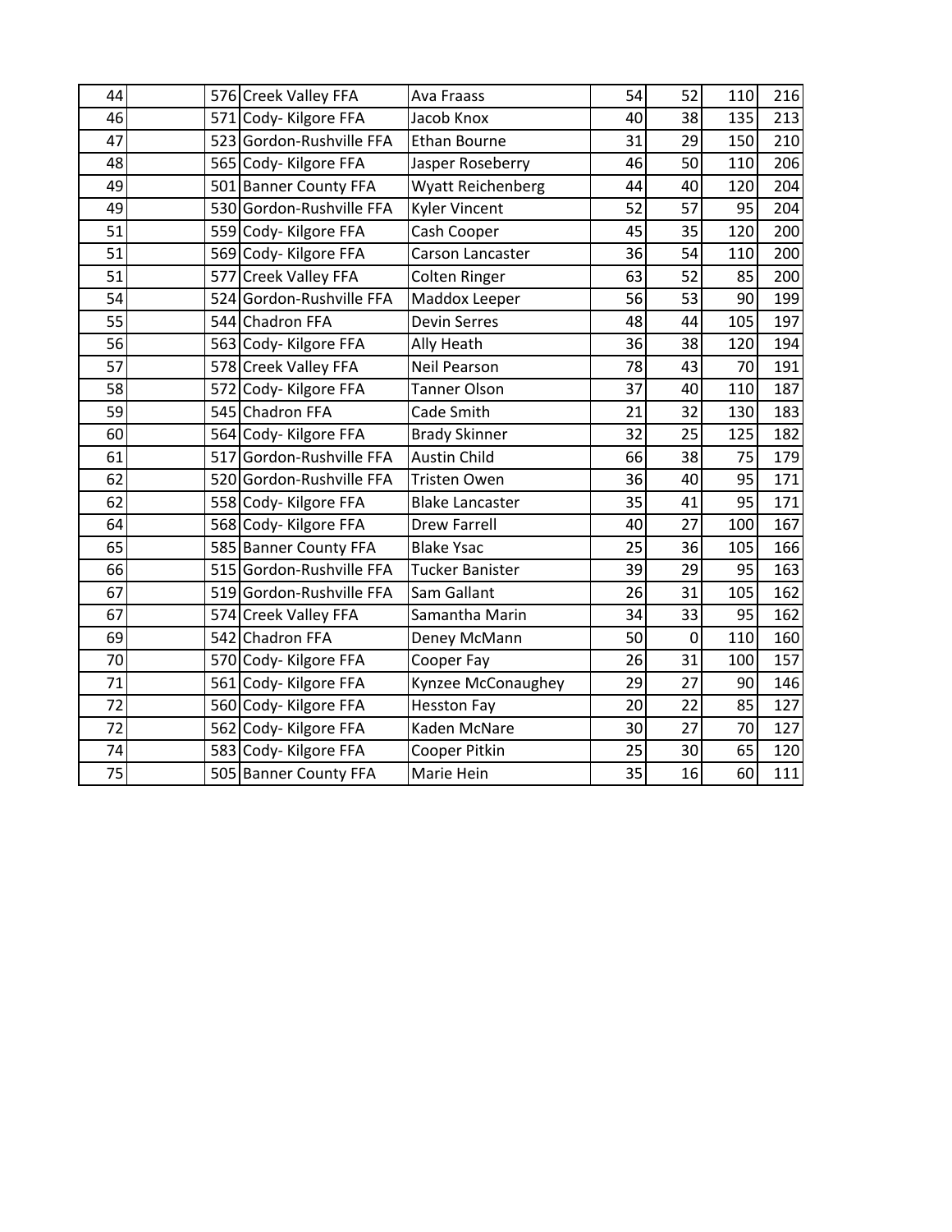| | | | | | | | | |
|---|---|---|---|---|---|---|---|---|
| 44 | | 576 | Creek Valley FFA | Ava Fraass | 54 | 52 | 110 | 216 |
| 46 | | 571 | Cody- Kilgore FFA | Jacob Knox | 40 | 38 | 135 | 213 |
| 47 | | 523 | Gordon-Rushville FFA | Ethan Bourne | 31 | 29 | 150 | 210 |
| 48 | | 565 | Cody- Kilgore FFA | Jasper Roseberry | 46 | 50 | 110 | 206 |
| 49 | | 501 | Banner County FFA | Wyatt Reichenberg | 44 | 40 | 120 | 204 |
| 49 | | 530 | Gordon-Rushville FFA | Kyler Vincent | 52 | 57 | 95 | 204 |
| 51 | | 559 | Cody- Kilgore FFA | Cash Cooper | 45 | 35 | 120 | 200 |
| 51 | | 569 | Cody- Kilgore FFA | Carson Lancaster | 36 | 54 | 110 | 200 |
| 51 | | 577 | Creek Valley FFA | Colten Ringer | 63 | 52 | 85 | 200 |
| 54 | | 524 | Gordon-Rushville FFA | Maddox Leeper | 56 | 53 | 90 | 199 |
| 55 | | 544 | Chadron FFA | Devin Serres | 48 | 44 | 105 | 197 |
| 56 | | 563 | Cody- Kilgore FFA | Ally Heath | 36 | 38 | 120 | 194 |
| 57 | | 578 | Creek Valley FFA | Neil Pearson | 78 | 43 | 70 | 191 |
| 58 | | 572 | Cody- Kilgore FFA | Tanner Olson | 37 | 40 | 110 | 187 |
| 59 | | 545 | Chadron FFA | Cade Smith | 21 | 32 | 130 | 183 |
| 60 | | 564 | Cody- Kilgore FFA | Brady Skinner | 32 | 25 | 125 | 182 |
| 61 | | 517 | Gordon-Rushville FFA | Austin Child | 66 | 38 | 75 | 179 |
| 62 | | 520 | Gordon-Rushville FFA | Tristen Owen | 36 | 40 | 95 | 171 |
| 62 | | 558 | Cody- Kilgore FFA | Blake Lancaster | 35 | 41 | 95 | 171 |
| 64 | | 568 | Cody- Kilgore FFA | Drew Farrell | 40 | 27 | 100 | 167 |
| 65 | | 585 | Banner County FFA | Blake Ysac | 25 | 36 | 105 | 166 |
| 66 | | 515 | Gordon-Rushville FFA | Tucker Banister | 39 | 29 | 95 | 163 |
| 67 | | 519 | Gordon-Rushville FFA | Sam Gallant | 26 | 31 | 105 | 162 |
| 67 | | 574 | Creek Valley FFA | Samantha Marin | 34 | 33 | 95 | 162 |
| 69 | | 542 | Chadron FFA | Deney McMann | 50 | 0 | 110 | 160 |
| 70 | | 570 | Cody- Kilgore FFA | Cooper Fay | 26 | 31 | 100 | 157 |
| 71 | | 561 | Cody- Kilgore FFA | Kynzee McConaughey | 29 | 27 | 90 | 146 |
| 72 | | 560 | Cody- Kilgore FFA | Hesston Fay | 20 | 22 | 85 | 127 |
| 72 | | 562 | Cody- Kilgore FFA | Kaden McNare | 30 | 27 | 70 | 127 |
| 74 | | 583 | Cody- Kilgore FFA | Cooper Pitkin | 25 | 30 | 65 | 120 |
| 75 | | 505 | Banner County FFA | Marie Hein | 35 | 16 | 60 | 111 |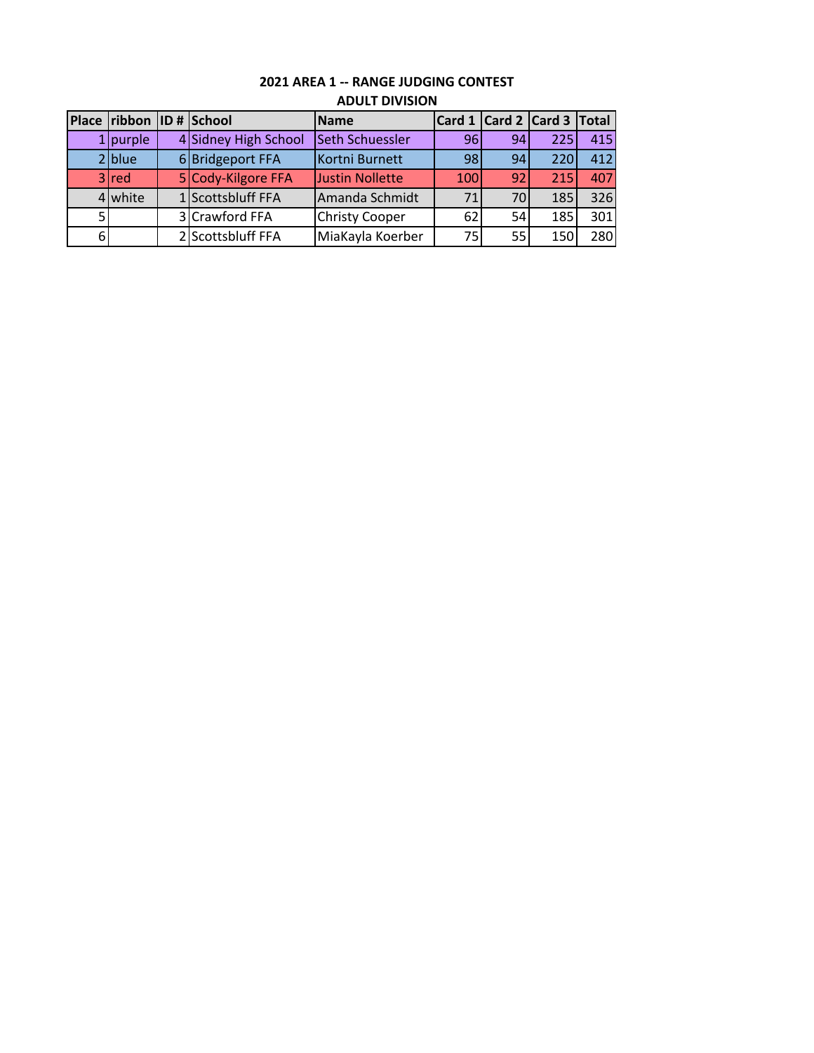# 2021 AREA 1 -- RANGE JUDGING CONTEST

## ADULT DIVISION

| Place | ribbon | ID # | School | Name | Card 1 | Card 2 | Card 3 | Total |
|---|---|---|---|---|---|---|---|---|
| 1 | purple | 4 | Sidney High School | Seth Schuessler | 96 | 94 | 225 | 415 |
| 2 | blue | 6 | Bridgeport FFA | Kortni Burnett | 98 | 94 | 220 | 412 |
| 3 | red | 5 | Cody-Kilgore FFA | Justin Nollette | 100 | 92 | 215 | 407 |
| 4 | white | 1 | Scottsbluff FFA | Amanda Schmidt | 71 | 70 | 185 | 326 |
| 5 | | 3 | Crawford FFA | Christy Cooper | 62 | 54 | 185 | 301 |
| 6 | | 2 | Scottsbluff FFA | MiaKayla Koerber | 75 | 55 | 150 | 280 |